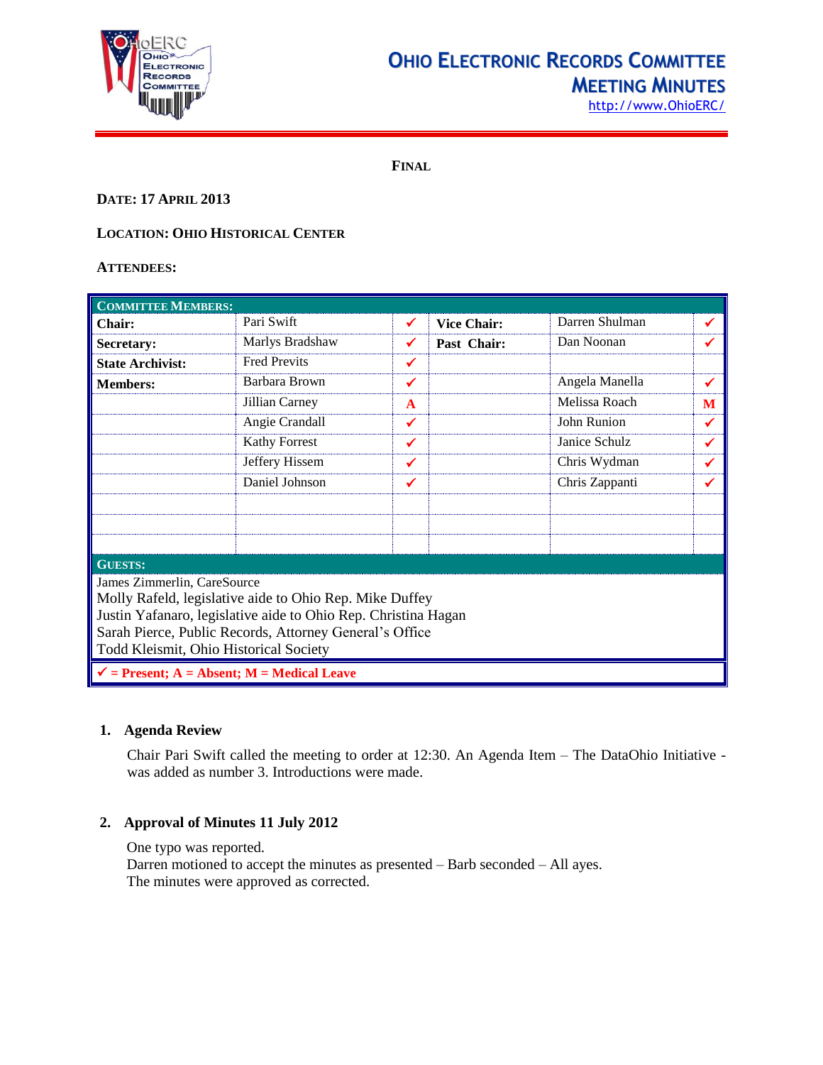# OHIO ELECTRONIC RECORDS COMMITTEE MEETING MINUTES

http://www.OhioERC/

**FINAL**

**DATE: 17 APRIL 2013**

**LOCATION: OHIO HISTORICAL CENTER**

**ATTENDEES:**

| COMMITTEE MEMBERS: | | | | | |
|---|---|---|---|---|---|
| **Chair:** | Pari Swift | ✓ | **Vice Chair:** | Darren Shulman | ✓ |
| **Secretary:** | Marlys Bradshaw | ✓ | **Past Chair:** | Dan Noonan | ✓ |
| **State Archivist:** | Fred Previts | ✓ | | | |
| **Members:** | Barbara Brown | ✓ | | Angela Manella | ✓ |
| | Jillian Carney | A | | Melissa Roach | M |
| | Angie Crandall | ✓ | | John Runion | ✓ |
| | Kathy Forrest | ✓ | | Janice Schulz | ✓ |
| | Jeffery Hissem | ✓ | | Chris Wydman | ✓ |
| | Daniel Johnson | ✓ | | Chris Zappanti | ✓ |
| | | | | | |
| | | | | | |
| | | | | | |

**GUESTS:**

James Zimmerlin, CareSource
Molly Rafeld, legislative aide to Ohio Rep. Mike Duffey
Justin Yafanaro, legislative aide to Ohio Rep. Christina Hagan
Sarah Pierce, Public Records, Attorney General's Office
Todd Kleismit, Ohio Historical Society

✓ = Present; A = Absent; M = Medical Leave

## 1. Agenda Review

Chair Pari Swift called the meeting to order at 12:30. An Agenda Item – The DataOhio Initiative - was added as number 3. Introductions were made.

## 2. Approval of Minutes 11 July 2012

One typo was reported.
Darren motioned to accept the minutes as presented – Barb seconded – All ayes.
The minutes were approved as corrected.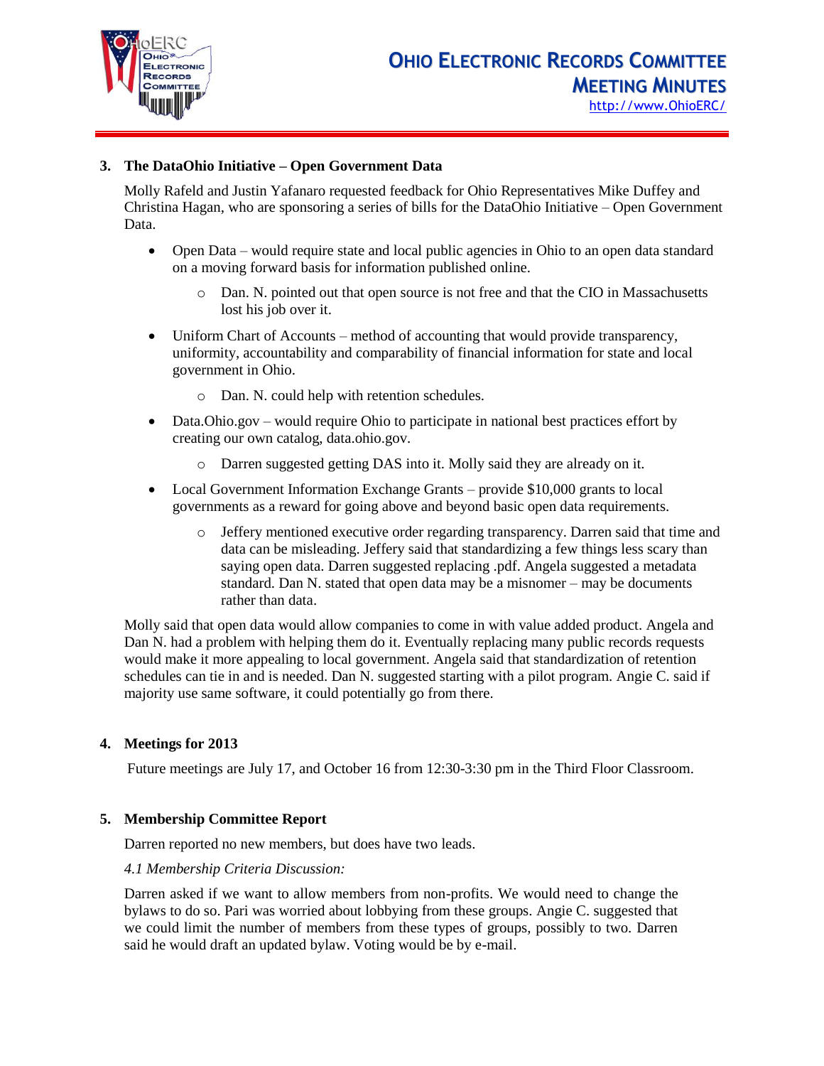## 3. The DataOhio Initiative – Open Government Data

Molly Rafeld and Justin Yafanaro requested feedback for Ohio Representatives Mike Duffey and Christina Hagan, who are sponsoring a series of bills for the DataOhio Initiative – Open Government Data.

- Open Data – would require state and local public agencies in Ohio to an open data standard on a moving forward basis for information published online.
  - Dan. N. pointed out that open source is not free and that the CIO in Massachusetts lost his job over it.
- Uniform Chart of Accounts – method of accounting that would provide transparency, uniformity, accountability and comparability of financial information for state and local government in Ohio.
  - Dan. N. could help with retention schedules.
- Data.Ohio.gov – would require Ohio to participate in national best practices effort by creating our own catalog, data.ohio.gov.
  - Darren suggested getting DAS into it. Molly said they are already on it.
- Local Government Information Exchange Grants – provide $10,000 grants to local governments as a reward for going above and beyond basic open data requirements.
  - Jeffery mentioned executive order regarding transparency. Darren said that time and data can be misleading. Jeffery said that standardizing a few things less scary than saying open data. Darren suggested replacing .pdf. Angela suggested a metadata standard. Dan N. stated that open data may be a misnomer – may be documents rather than data.

Molly said that open data would allow companies to come in with value added product. Angela and Dan N. had a problem with helping them do it. Eventually replacing many public records requests would make it more appealing to local government. Angela said that standardization of retention schedules can tie in and is needed. Dan N. suggested starting with a pilot program. Angie C. said if majority use same software, it could potentially go from there.

## 4. Meetings for 2013

Future meetings are July 17, and October 16 from 12:30-3:30 pm in the Third Floor Classroom.

## 5. Membership Committee Report

Darren reported no new members, but does have two leads.

*4.1 Membership Criteria Discussion:*

Darren asked if we want to allow members from non-profits. We would need to change the bylaws to do so. Pari was worried about lobbying from these groups. Angie C. suggested that we could limit the number of members from these types of groups, possibly to two. Darren said he would draft an updated bylaw. Voting would be by e-mail.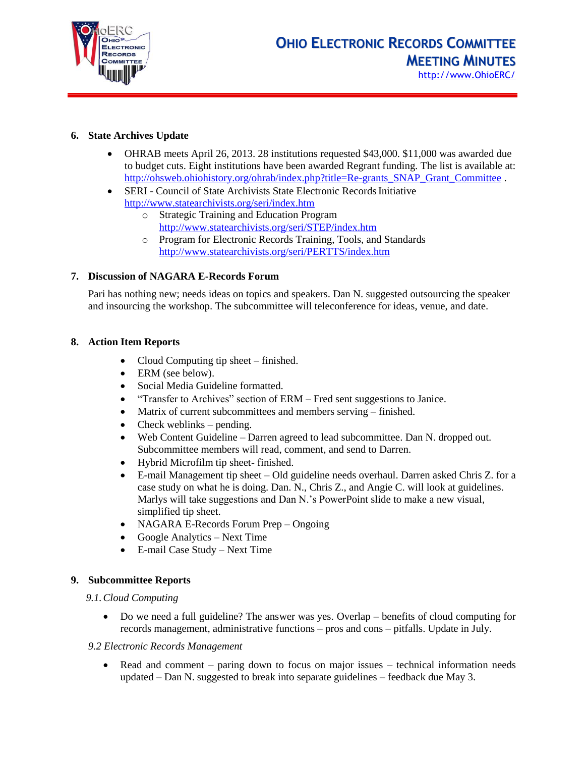6. **State Archives Update**

- OHRAB meets April 26, 2013. 28 institutions requested $43,000. $11,000 was awarded due to budget cuts. Eight institutions have been awarded Regrant funding. The list is available at: http://ohsweb.ohiohistory.org/ohrab/index.php?title=Re-grants_SNAP_Grant_Committee .
- SERI - Council of State Archivists State Electronic Records Initiative http://www.statearchivists.org/seri/index.htm
  - Strategic Training and Education Program http://www.statearchivists.org/seri/STEP/index.htm
  - Program for Electronic Records Training, Tools, and Standards http://www.statearchivists.org/seri/PERTTS/index.htm

7. **Discussion of NAGARA E-Records Forum**

Pari has nothing new; needs ideas on topics and speakers. Dan N. suggested outsourcing the speaker and insourcing the workshop. The subcommittee will teleconference for ideas, venue, and date.

8. **Action Item Reports**

- Cloud Computing tip sheet – finished.
- ERM (see below).
- Social Media Guideline formatted.
- "Transfer to Archives" section of ERM – Fred sent suggestions to Janice.
- Matrix of current subcommittees and members serving – finished.
- Check weblinks – pending.
- Web Content Guideline – Darren agreed to lead subcommittee. Dan N. dropped out. Subcommittee members will read, comment, and send to Darren.
- Hybrid Microfilm tip sheet- finished.
- E-mail Management tip sheet – Old guideline needs overhaul. Darren asked Chris Z. for a case study on what he is doing. Dan. N., Chris Z., and Angie C. will look at guidelines. Marlys will take suggestions and Dan N.'s PowerPoint slide to make a new visual, simplified tip sheet.
- NAGARA E-Records Forum Prep – Ongoing
- Google Analytics – Next Time
- E-mail Case Study – Next Time

9. **Subcommittee Reports**

*9.1. Cloud Computing*

- Do we need a full guideline? The answer was yes. Overlap – benefits of cloud computing for records management, administrative functions – pros and cons – pitfalls. Update in July.

*9.2 Electronic Records Management*

- Read and comment – paring down to focus on major issues – technical information needs updated – Dan N. suggested to break into separate guidelines – feedback due May 3.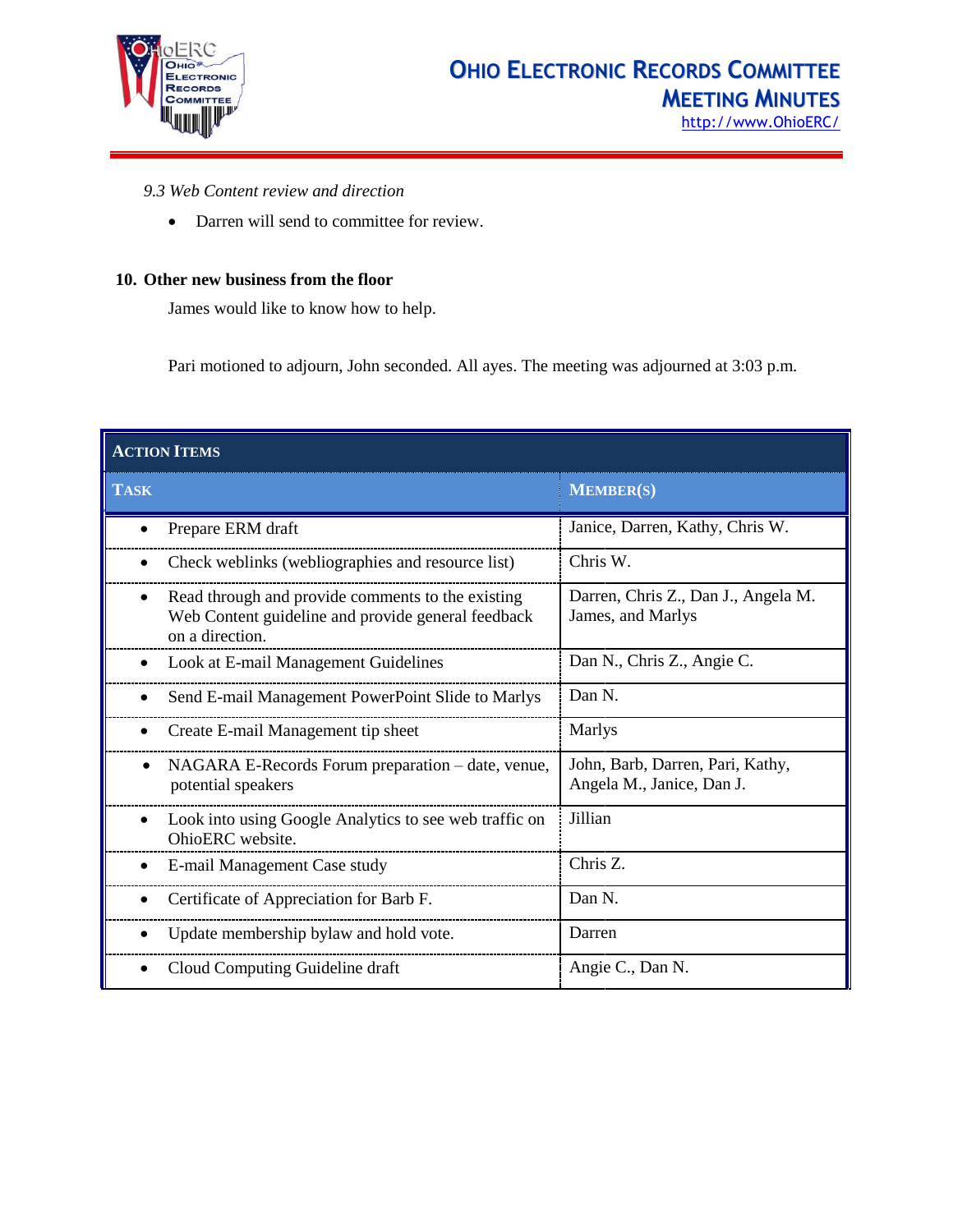*9.3 Web Content review and direction*

- Darren will send to committee for review.

**10. Other new business from the floor**

James would like to know how to help.

Pari motioned to adjourn, John seconded. All ayes. The meeting was adjourned at 3:03 p.m.

| **ACTION ITEMS** | |
|---|---|
| **TASK** | **MEMBER(S)** |
| • Prepare ERM draft | Janice, Darren, Kathy, Chris W. |
| • Check weblinks (webliographies and resource list) | Chris W. |
| • Read through and provide comments to the existing Web Content guideline and provide general feedback on a direction. | Darren, Chris Z., Dan J., Angela M. James, and Marlys |
| • Look at E-mail Management Guidelines | Dan N., Chris Z., Angie C. |
| • Send E-mail Management PowerPoint Slide to Marlys | Dan N. |
| • Create E-mail Management tip sheet | Marlys |
| • NAGARA E-Records Forum preparation – date, venue, potential speakers | John, Barb, Darren, Pari, Kathy, Angela M., Janice, Dan J. |
| • Look into using Google Analytics to see web traffic on OhioERC website. | Jillian |
| • E-mail Management Case study | Chris Z. |
| • Certificate of Appreciation for Barb F. | Dan N. |
| • Update membership bylaw and hold vote. | Darren |
| • Cloud Computing Guideline draft | Angie C., Dan N. |